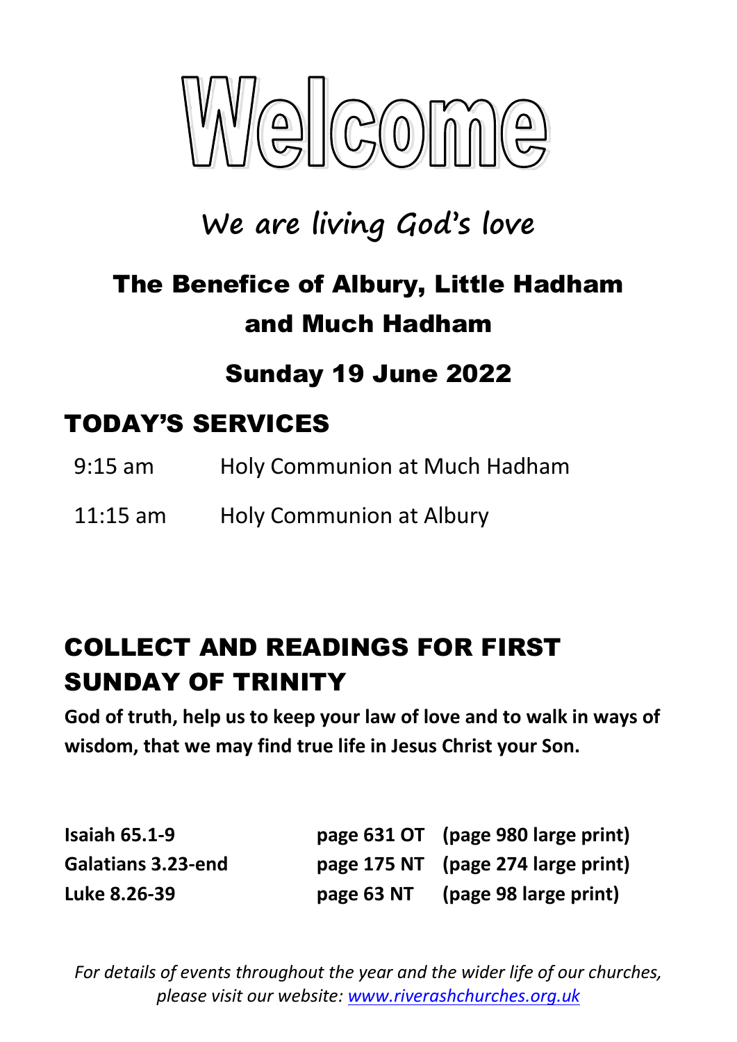# Welcome

## We are living God's love

## The Benefice of Albury, Little Hadham and Much Hadham

## Sunday 19 June 2022

## TODAY'S SERVICES

| | |
|---|---|
| 9:15 am | Holy Communion at Much Hadham |
| 11:15 am | Holy Communion at Albury |

## COLLECT AND READINGS FOR FIRST SUNDAY OF TRINITY

**God of truth, help us to keep your law of love and to walk in ways of wisdom, that we may find true life in Jesus Christ your Son.**

| | | |
|---|---|---|
| **Isaiah 65.1-9** | **page 631 OT** | **(page 980 large print)** |
| **Galatians 3.23-end** | **page 175 NT** | **(page 274 large print)** |
| **Luke 8.26-39** | **page 63 NT** | **(page 98 large print)** |

*For details of events throughout the year and the wider life of our churches, please visit our website: [www.riverashchurches.org.uk](http://www.riverashchurches.org.uk)*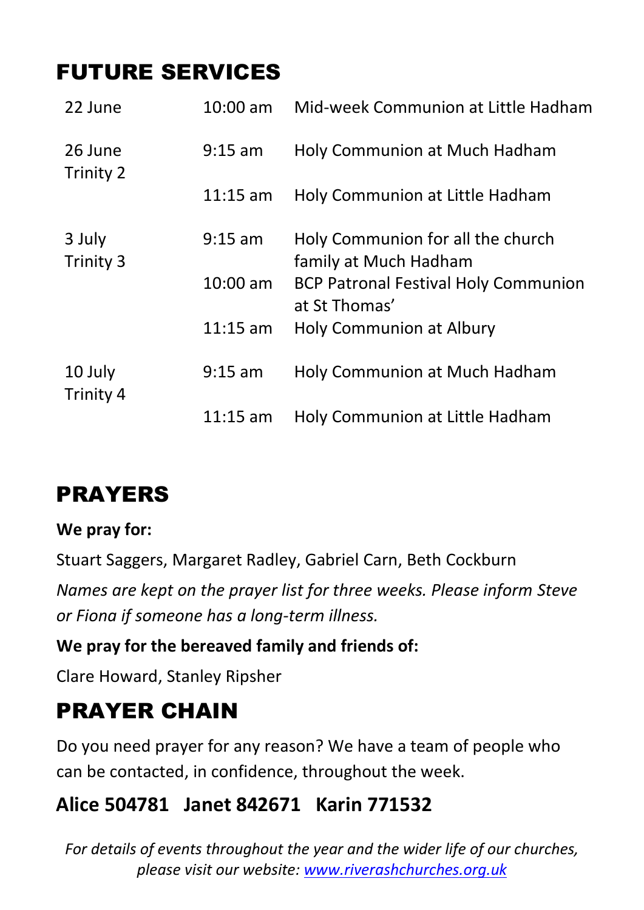## FUTURE SERVICES

| | | |
|---|---|---|
| 22 June | 10:00 am | Mid-week Communion at Little Hadham |
| 26 June Trinity 2 | 9:15 am | Holy Communion at Much Hadham |
| | 11:15 am | Holy Communion at Little Hadham |
| 3 July Trinity 3 | 9:15 am | Holy Communion for all the church family at Much Hadham |
| | 10:00 am | BCP Patronal Festival Holy Communion at St Thomas' |
| | 11:15 am | Holy Communion at Albury |
| 10 July Trinity 4 | 9:15 am | Holy Communion at Much Hadham |
| | 11:15 am | Holy Communion at Little Hadham |

## PRAYERS

**We pray for:**

Stuart Saggers, Margaret Radley, Gabriel Carn, Beth Cockburn

*Names are kept on the prayer list for three weeks. Please inform Steve or Fiona if someone has a long-term illness.*

**We pray for the bereaved family and friends of:**

Clare Howard, Stanley Ripsher

## PRAYER CHAIN

Do you need prayer for any reason? We have a team of people who can be contacted, in confidence, throughout the week.

**Alice 504781 Janet 842671 Karin 771532**

*For details of events throughout the year and the wider life of our churches, please visit our website: www.riverashchurches.org.uk*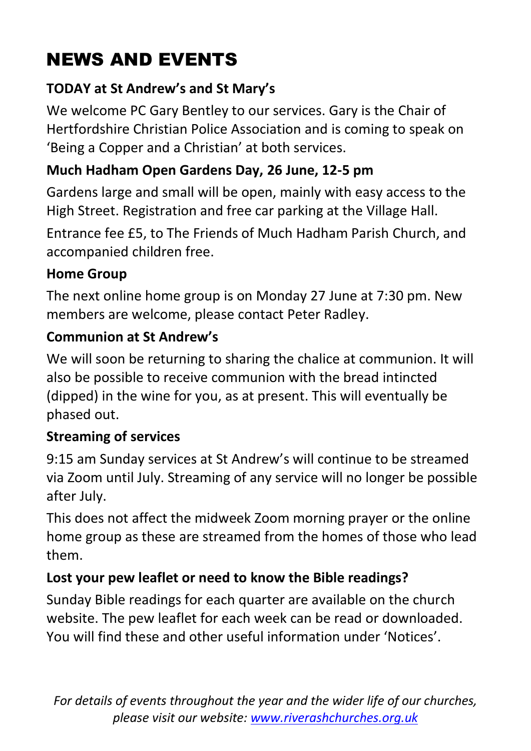# NEWS AND EVENTS

### TODAY at St Andrew's and St Mary's

We welcome PC Gary Bentley to our services. Gary is the Chair of Hertfordshire Christian Police Association and is coming to speak on 'Being a Copper and a Christian' at both services.

### Much Hadham Open Gardens Day, 26 June, 12-5 pm

Gardens large and small will be open, mainly with easy access to the High Street. Registration and free car parking at the Village Hall.

Entrance fee £5, to The Friends of Much Hadham Parish Church, and accompanied children free.

### Home Group

The next online home group is on Monday 27 June at 7:30 pm. New members are welcome, please contact Peter Radley.

### Communion at St Andrew's

We will soon be returning to sharing the chalice at communion. It will also be possible to receive communion with the bread intincted (dipped) in the wine for you, as at present. This will eventually be phased out.

### Streaming of services

9:15 am Sunday services at St Andrew's will continue to be streamed via Zoom until July. Streaming of any service will no longer be possible after July.

This does not affect the midweek Zoom morning prayer or the online home group as these are streamed from the homes of those who lead them.

### Lost your pew leaflet or need to know the Bible readings?

Sunday Bible readings for each quarter are available on the church website. The pew leaflet for each week can be read or downloaded. You will find these and other useful information under 'Notices'.

*For details of events throughout the year and the wider life of our churches, please visit our website: [www.riverashchurches.org.uk](http://www.riverashchurches.org.uk)*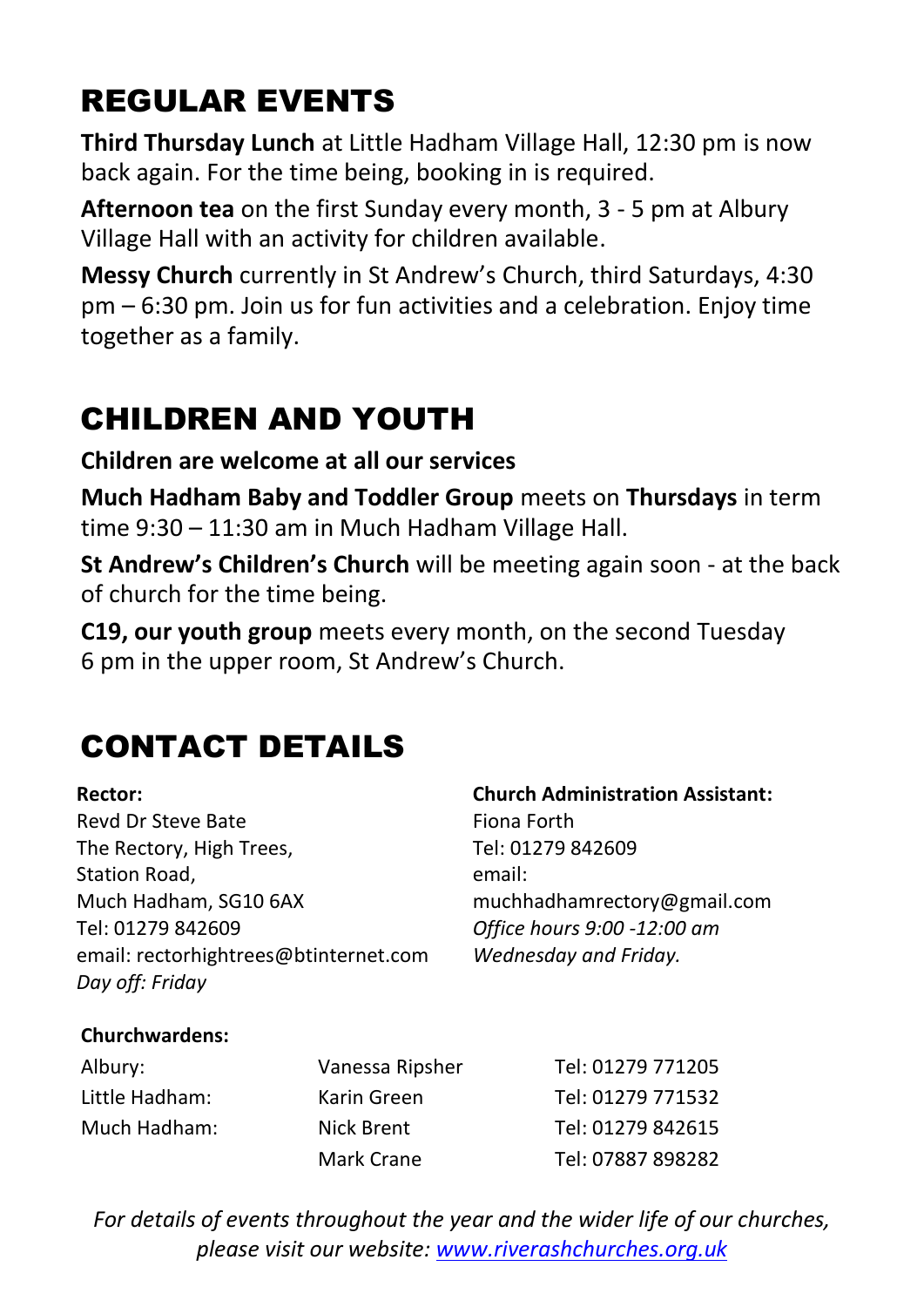## REGULAR EVENTS

**Third Thursday Lunch** at Little Hadham Village Hall, 12:30 pm is now back again. For the time being, booking in is required.

**Afternoon tea** on the first Sunday every month, 3 - 5 pm at Albury Village Hall with an activity for children available.

**Messy Church** currently in St Andrew's Church, third Saturdays, 4:30 pm – 6:30 pm. Join us for fun activities and a celebration. Enjoy time together as a family.

## CHILDREN AND YOUTH

**Children are welcome at all our services**

**Much Hadham Baby and Toddler Group** meets on **Thursdays** in term time 9:30 – 11:30 am in Much Hadham Village Hall.

**St Andrew's Children's Church** will be meeting again soon - at the back of church for the time being.

**C19, our youth group** meets every month, on the second Tuesday 6 pm in the upper room, St Andrew's Church.

## CONTACT DETAILS

**Rector:**
Revd Dr Steve Bate
The Rectory, High Trees,
Station Road,
Much Hadham, SG10 6AX
Tel: 01279 842609
email: rectorhightrees@btinternet.com
*Day off: Friday*

**Church Administration Assistant:**
Fiona Forth
Tel: 01279 842609
email:
muchhadhamrectory@gmail.com
*Office hours 9:00 -12:00 am Wednesday and Friday.*

**Churchwardens:**

| | | |
|---|---|---|
| Albury: | Vanessa Ripsher | Tel: 01279 771205 |
| Little Hadham: | Karin Green | Tel: 01279 771532 |
| Much Hadham: | Nick Brent | Tel: 01279 842615 |
| | Mark Crane | Tel: 07887 898282 |

*For details of events throughout the year and the wider life of our churches, please visit our website: [www.riverashchurches.org.uk](http://www.riverashchurches.org.uk)*